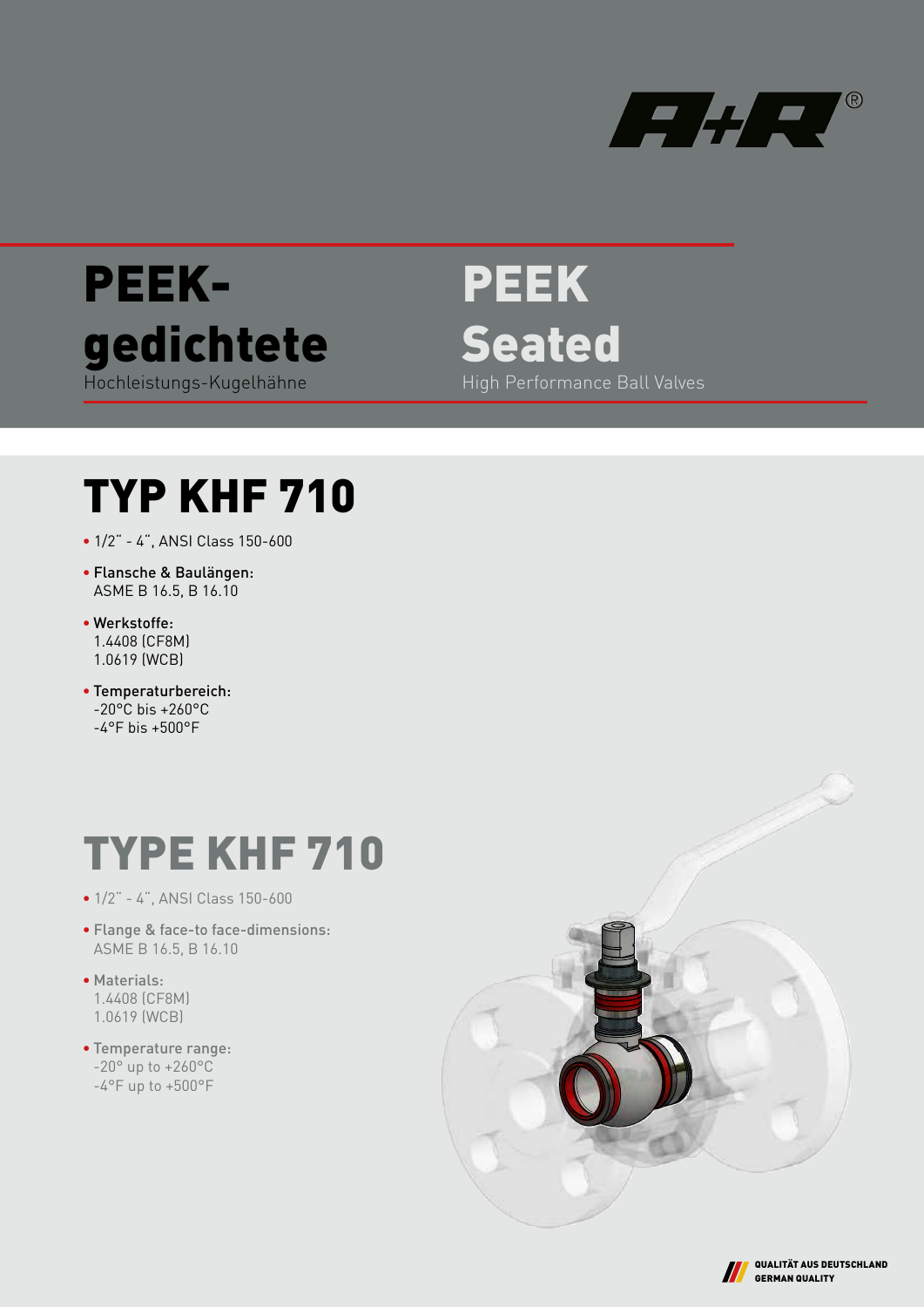A+R®

# PEEK-gedichtete

Hochleistungs-Kugelhähne

# PEEK Seated

High Performance Ball Valves

## TYP KHF 710

- 1/2" - 4", ANSI Class 150-600
- Flansche & Baulängen:
  ASME B 16.5, B 16.10
- Werkstoffe:
  1.4408 (CF8M)
  1.0619 (WCB)
- Temperaturbereich:
  -20°C bis +260°C
  -4°F bis +500°F

## TYPE KHF 710

- 1/2" - 4", ANSI Class 150-600
- Flange & face-to face-dimensions:
  ASME B 16.5, B 16.10
- Materials:
  1.4408 (CF8M)
  1.0619 (WCB)
- Temperature range:
  -20° up to +260°C
  -4°F up to +500°F

QUALITÄT AUS DEUTSCHLAND
GERMAN QUALITY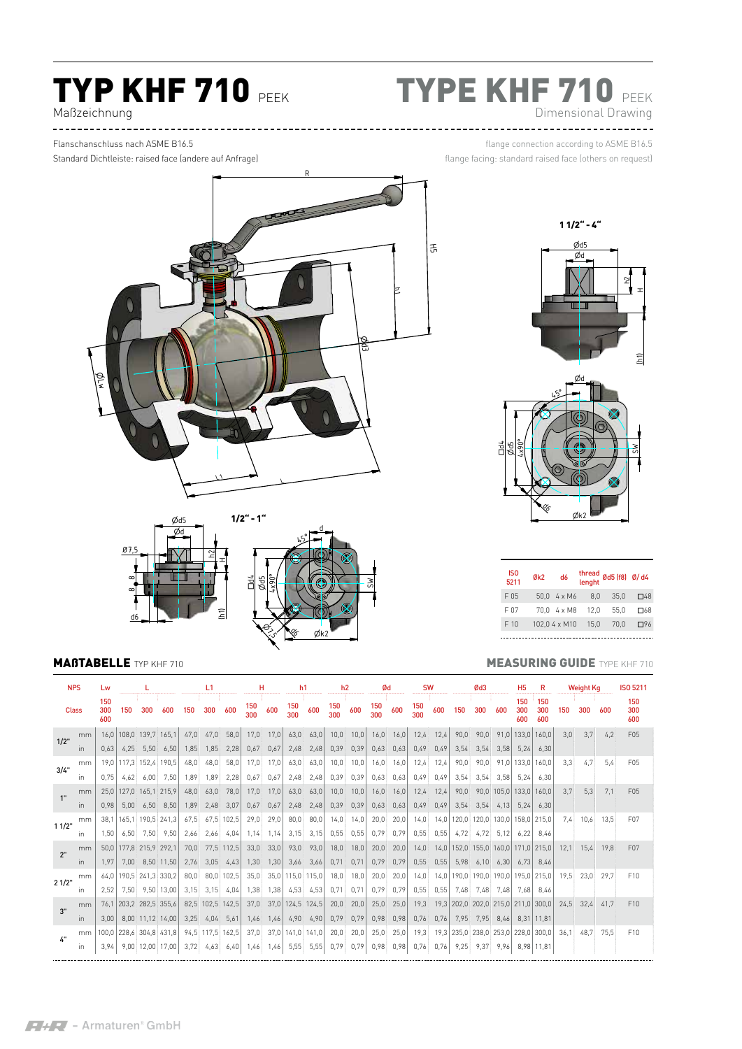# TYP KHF 710 PEEK

Maßzeichnung

# TYPE KHF 710 PEEK

Dimensional Drawing

Flanschanschluss nach ASME B16.5

Standard Dichtleiste: raised face (andere auf Anfrage)

flange connection according to ASME B16.5

flange facing: standard raised face (others on request)

1 1/2" - 4"

1/2" - 1"

| ISO 5211 | Øk2 | d6 | thread lenght | Ød5 (f8) | Ø/ d4 |
|---|---|---|---|---|---|
| F 05 | 50,0 | 4 x M6 | 8,0 | 35,0 | □48 |
| F 07 | 70,0 | 4 x M8 | 12,0 | 55,0 | □68 |
| F 10 | 102,0 | 4 x M10 | 15,0 | 70,0 | □96 |

## MAßTABELLE TYP KHF 710

## MEASURING GUIDE TYPE KHF 710

| NPS | | Lw | L | | | L1 | | | H | | h1 | | h2 | | Ød | | SW | | Ød3 | | | H5 | R | Weight Kg | | | ISO 5211 |
|---|---|---|---|---|---|---|---|---|---|---|---|---|---|---|---|---|---|---|---|---|---|---|---|---|---|---|---|
| Class | | 150 300 600 | 150 | 300 | 600 | 150 | 300 | 600 | 150 300 | 600 | 150 300 | 600 | 150 300 | 600 | 150 300 | 600 | 150 300 | 600 | 150 | 300 | 600 | 150 300 600 | 150 300 600 | 150 | 300 | 600 | 150 300 600 |
| 1/2" | mm | 16,0 | 108,0 | 139,7 | 165,1 | 47,0 | 47,0 | 58,0 | 17,0 | 17,0 | 63,0 | 63,0 | 10,0 | 10,0 | 16,0 | 16,0 | 12,4 | 12,4 | 90,0 | 90,0 | 91,0 | 133,0 | 160,0 | 3,0 | 3,7 | 4,2 | F05 |
| | in | 0,63 | 4,25 | 5,50 | 6,50 | 1,85 | 1,85 | 2,28 | 0,67 | 0,67 | 2,48 | 2,48 | 0,39 | 0,39 | 0,63 | 0,63 | 0,49 | 0,49 | 3,54 | 3,54 | 3,58 | 5,24 | 6,30 | | | | |
| 3/4" | mm | 19,0 | 117,3 | 152,4 | 190,5 | 48,0 | 48,0 | 58,0 | 17,0 | 17,0 | 63,0 | 63,0 | 10,0 | 10,0 | 16,0 | 16,0 | 12,4 | 12,4 | 90,0 | 90,0 | 91,0 | 133,0 | 160,0 | 3,3 | 4,7 | 5,4 | F05 |
| | in | 0,75 | 4,62 | 6,00 | 7,50 | 1,89 | 1,89 | 2,28 | 0,67 | 0,67 | 2,48 | 2,48 | 0,39 | 0,39 | 0,63 | 0,63 | 0,49 | 0,49 | 3,54 | 3,54 | 3,58 | 5,24 | 6,30 | | | | |
| 1" | mm | 25,0 | 127,0 | 165,1 | 215,9 | 48,0 | 63,0 | 78,0 | 17,0 | 17,0 | 63,0 | 63,0 | 10,0 | 10,0 | 16,0 | 16,0 | 12,4 | 12,4 | 90,0 | 90,0 | 105,0 | 133,0 | 160,0 | 3,7 | 5,3 | 7,1 | F05 |
| | in | 0,98 | 5,00 | 6,50 | 8,50 | 1,89 | 2,48 | 3,07 | 0,67 | 0,67 | 2,48 | 2,48 | 0,39 | 0,39 | 0,63 | 0,63 | 0,49 | 0,49 | 3,54 | 3,54 | 4,13 | 5,24 | 6,30 | | | | |
| 1 1/2" | mm | 38,1 | 165,1 | 190,5 | 241,3 | 67,5 | 67,5 | 102,5 | 29,0 | 29,0 | 80,0 | 80,0 | 14,0 | 14,0 | 20,0 | 20,0 | 14,0 | 14,0 | 120,0 | 120,0 | 130,0 | 158,0 | 215,0 | 7,4 | 10,6 | 13,5 | F07 |
| | in | 1,50 | 6,50 | 7,50 | 9,50 | 2,66 | 2,66 | 4,04 | 1,14 | 1,14 | 3,15 | 3,15 | 0,55 | 0,55 | 0,79 | 0,79 | 0,55 | 0,55 | 4,72 | 4,72 | 5,12 | 6,22 | 8,46 | | | | |
| 2" | mm | 50,0 | 177,8 | 215,9 | 292,1 | 70,0 | 77,5 | 112,5 | 33,0 | 33,0 | 93,0 | 93,0 | 18,0 | 18,0 | 20,0 | 20,0 | 14,0 | 14,0 | 152,0 | 155,0 | 160,0 | 171,0 | 215,0 | 12,1 | 15,4 | 19,8 | F07 |
| | in | 1,97 | 7,00 | 8,50 | 11,50 | 2,76 | 3,05 | 4,43 | 1,30 | 1,30 | 3,66 | 3,66 | 0,71 | 0,71 | 0,79 | 0,79 | 0,55 | 0,55 | 5,98 | 6,10 | 6,30 | 6,73 | 8,46 | | | | |
| 2 1/2" | mm | 64,0 | 190,5 | 241,3 | 330,2 | 80,0 | 80,0 | 102,5 | 35,0 | 35,0 | 115,0 | 115,0 | 18,0 | 18,0 | 20,0 | 20,0 | 14,0 | 14,0 | 190,0 | 190,0 | 190,0 | 195,0 | 215,0 | 19,5 | 23,0 | 29,7 | F10 |
| | in | 2,52 | 7,50 | 9,50 | 13,00 | 3,15 | 3,15 | 4,04 | 1,38 | 1,38 | 4,53 | 4,53 | 0,71 | 0,71 | 0,79 | 0,79 | 0,55 | 0,55 | 7,48 | 7,48 | 7,48 | 7,68 | 8,46 | | | | |
| 3" | mm | 76,1 | 203,2 | 282,5 | 355,6 | 82,5 | 102,5 | 142,5 | 37,0 | 37,0 | 124,5 | 124,5 | 20,0 | 20,0 | 25,0 | 25,0 | 19,3 | 19,3 | 202,0 | 202,0 | 215,0 | 211,0 | 300,0 | 24,5 | 32,4 | 41,7 | F10 |
| | in | 3,00 | 8,00 | 11,12 | 14,00 | 3,25 | 4,04 | 5,61 | 1,46 | 1,46 | 4,90 | 4,90 | 0,79 | 0,79 | 0,98 | 0,98 | 0,76 | 0,76 | 7,95 | 7,95 | 8,46 | 8,31 | 11,81 | | | | |
| 4" | mm | 100,0 | 228,6 | 304,8 | 431,8 | 94,5 | 117,5 | 162,5 | 37,0 | 37,0 | 141,0 | 141,0 | 20,0 | 20,0 | 25,0 | 25,0 | 19,3 | 19,3 | 235,0 | 238,0 | 253,0 | 228,0 | 300,0 | 36,1 | 48,7 | 75,5 | F10 |
| | in | 3,94 | 9,00 | 12,00 | 17,00 | 3,72 | 4,63 | 6,40 | 1,46 | 1,46 | 5,55 | 5,55 | 0,79 | 0,79 | 0,98 | 0,98 | 0,76 | 0,76 | 9,25 | 9,37 | 9,96 | 8,98 | 11,81 | | | | |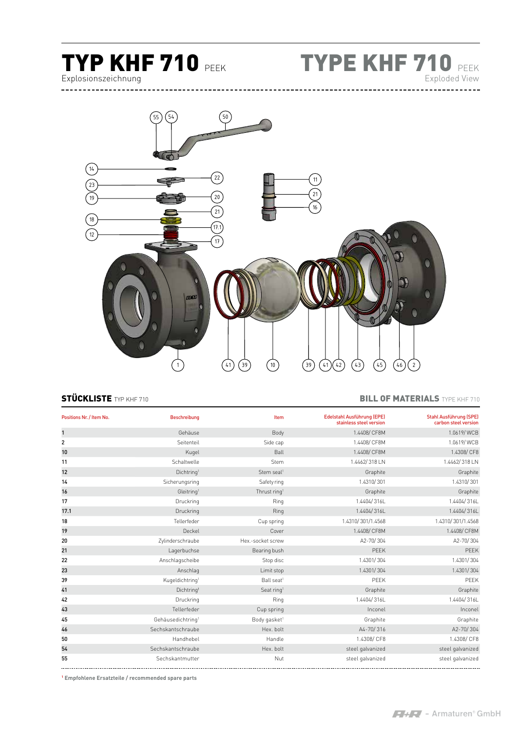# TYP KHF 710 PEEK

Explosionszeichnung

# TYPE KHF 710 PEEK

Exploded View

## STÜCKLISTE TYP KHF 710

## BILL OF MATERIALS TYPE KHF 710

| Positions Nr. / Item No. | Beschreibung | Item | Edelstahl Ausführung (EPE) stainless steel version | Stahl Ausführung (SPE) carbon steel version |
|---|---|---|---|---|
| 1 | Gehäuse | Body | 1.4408/ CF8M | 1.0619/ WCB |
| 2 | Seitenteil | Side cap | 1.4408/ CF8M | 1.0619/ WCB |
| 10 | Kugel | Ball | 1.4408/ CF8M | 1.4308/ CF8 |
| 11 | Schaltwelle | Stem | 1.4462/ 318 LN | 1.4462/ 318 LN |
| 12 | Dichtring[1] | Stem seal[1] | Graphite | Graphite |
| 14 | Sicherungsring | Safety ring | 1.4310/ 301 | 1.4310/ 301 |
| 16 | Gleitring[1] | Thrust ring[1] | Graphite | Graphite |
| 17 | Druckring | Ring | 1.4404/ 316L | 1.4404/ 316L |
| 17.1 | Druckring | Ring | 1.4404/ 316L | 1.4404/ 316L |
| 18 | Tellerfeder | Cup spring | 1.4310/ 301/1.4568 | 1.4310/ 301/1.4568 |
| 19 | Deckel | Cover | 1.4408/ CF8M | 1.4408/ CF8M |
| 20 | Zylinderschraube | Hex.-socket screw | A2-70/ 304 | A2-70/ 304 |
| 21 | Lagerbuchse | Bearing bush | PEEK | PEEK |
| 22 | Anschlagscheibe | Stop disc | 1.4301/ 304 | 1.4301/ 304 |
| 23 | Anschlag | Limit stop | 1.4301/ 304 | 1.4301/ 304 |
| 39 | Kugeldichtring[1] | Ball seat[1] | PEEK | PEEK |
| 41 | Dichtring[1] | Seat ring[1] | Graphite | Graphite |
| 42 | Druckring | Ring | 1.4404/ 316L | 1.4404/ 316L |
| 43 | Tellerfeder | Cup spring | Inconel | Inconel |
| 45 | Gehäusedichtring[1] | Body gasket[1] | Graphite | Graphite |
| 46 | Sechskantschraube | Hex. bolt | A4-70/ 316 | A2-70/ 304 |
| 50 | Handhebel | Handle | 1.4308/ CF8 | 1.4308/ CF8 |
| 54 | Sechskantschraube | Hex. bolt | steel galvanized | steel galvanized |
| 55 | Sechskantmutter | Nut | steel galvanized | steel galvanized |

[1] **Empfohlene Ersatzteile / recommended spare parts**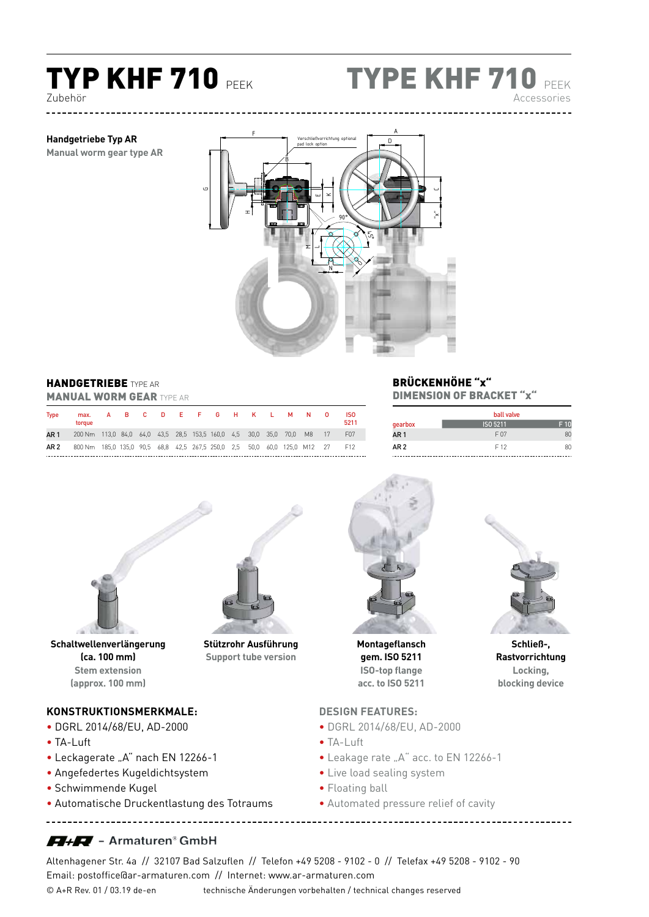# TYP KHF 710 PEEK
Zubehör

# TYPE KHF 710 PEEK
Accessories

**Handgetriebe Typ AR**
**Manual worm gear type AR**

F
A
D
Verschließvorrichtung optional
pad lock option
B
G
E
K
C
H
90°
45°
"x"
M
L
N
O

## HANDGETRIEBE TYPE AR
## MANUAL WORM GEAR TYPE AR

| Type | max. torque | A | B | C | D | E | F | G | H | K | L | M | N | O | ISO 5211 |
|---|---|---|---|---|---|---|---|---|---|---|---|---|---|---|---|
| AR 1 | 200 Nm | 113,0 | 84,0 | 64,0 | 43,5 | 28,5 | 153,5 | 160,0 | 4,5 | 30,0 | 35,0 | 70,0 | M8 | 17 | F07 |
| AR 2 | 800 Nm | 185,0 | 135,0 | 90,5 | 68,8 | 42,5 | 267,5 | 250,0 | 2,5 | 50,0 | 60,0 | 125,0 | M12 | 27 | F12 |

## BRÜCKENHÖHE "x"
## DIMENSION OF BRACKET "x"

| | ball valve | |
|---|---|---|
| gearbox | ISO 5211 | F 10 |
| AR 1 | F 07 | 80 |
| AR 2 | F 12 | 80 |

**Schaltwellenverlängerung (ca. 100 mm)**
**Stem extension (approx. 100 mm)**

**Stützrohr Ausführung**
**Support tube version**

**Montageflansch gem. ISO 5211**
**ISO-top flange acc. to ISO 5211**

**Schließ-, Rastvorrichtung**
**Locking, blocking device**

## KONSTRUKTIONSMERKMALE:

- DGRL 2014/68/EU, AD-2000
- TA-Luft
- Leckagerate „A" nach EN 12266-1
- Angefedertes Kugeldichtsystem
- Schwimmende Kugel
- Automatische Druckentlastung des Totraums

## DESIGN FEATURES:

- DGRL 2014/68/EU, AD-2000
- TA-Luft
- Leakage rate „A" acc. to EN 12266-1
- Live load sealing system
- Floating ball
- Automated pressure relief of cavity

**A+R – Armaturen® GmbH**

Altenhagener Str. 4a // 32107 Bad Salzuflen // Telefon +49 5208 - 9102 - 0 // Telefax +49 5208 - 9102 - 90
Email: postoffice@ar-armaturen.com // Internet: www.ar-armaturen.com
© A+R Rev. 01 / 03.19 de-en technische Änderungen vorbehalten / technical changes reserved